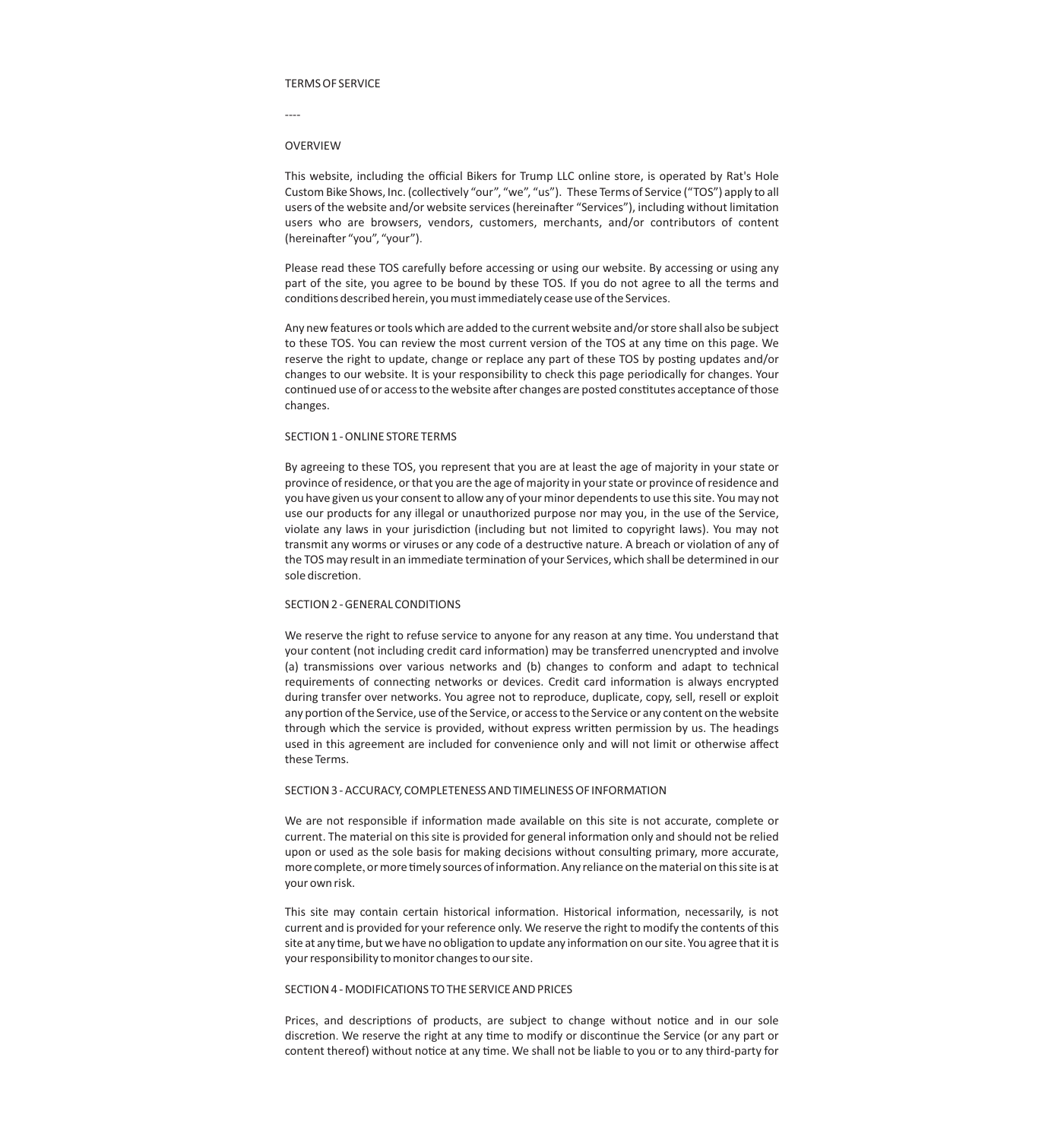# TERMS OF SERVICE

----

## OVERVIEW

This website, including the official Bikers for Trump LLC online store, is operated by Rat's Hole Custom Bike Shows, Inc. (collectively "our", "we", "us"). These Terms of Service ("TOS") apply to all users of the website and/or website services (hereinafter "Services"), including without limitation users who are browsers, vendors, customers, merchants, and/or contributors of content (hereinafter "you", "your").

Please read these TOS carefully before accessing or using our website. By accessing or using any part of the site, you agree to be bound by these TOS. If you do not agree to all the terms and conditions described herein, you must immediately cease use of the Services.

Any new features or tools which are added to the current website and/or store shall also be subject to these TOS. You can review the most current version of the TOS at any time on this page. We reserve the right to update, change or replace any part of these TOS by posting updates and/or changes to our website. It is your responsibility to check this page periodically for changes. Your continued use of or access to the website after changes are posted constitutes acceptance of those changes.

## SECTION 1 - ONLINE STORE TERMS

By agreeing to these TOS, you represent that you are at least the age of majority in your state or province of residence, or that you are the age of majority in your state or province of residence and you have given us your consent to allow any of your minor dependents to use this site. You may not use our products for any illegal or unauthorized purpose nor may you, in the use of the Service, violate any laws in your jurisdiction (including but not limited to copyright laws). You may not transmit any worms or viruses or any code of a destructive nature. A breach or violation of any of the TOS may result in an immediate termination of your Services, which shall be determined in our sole discretion.

## SECTION 2 - GENERAL CONDITIONS

We reserve the right to refuse service to anyone for any reason at any time. You understand that your content (not including credit card information) may be transferred unencrypted and involve (a) transmissions over various networks and (b) changes to conform and adapt to technical requirements of connecting networks or devices. Credit card information is always encrypted during transfer over networks. You agree not to reproduce, duplicate, copy, sell, resell or exploit any portion of the Service, use of the Service, or access to the Service or any content on the website through which the service is provided, without express written permission by us. The headings used in this agreement are included for convenience only and will not limit or otherwise affect these Terms.

## SECTION 3 - ACCURACY, COMPLETENESS AND TIMELINESS OF INFORMATION

We are not responsible if information made available on this site is not accurate, complete or current. The material on this site is provided for general information only and should not be relied upon or used as the sole basis for making decisions without consulting primary, more accurate, more complete, or more timely sources of information. Any reliance on the material on this site is at your own risk.

This site may contain certain historical information. Historical information, necessarily, is not current and is provided for your reference only. We reserve the right to modify the contents of this site at any time, but we have no obligation to update any information on our site. You agree that it is your responsibility to monitor changes to our site.

## SECTION 4 - MODIFICATIONS TO THE SERVICE AND PRICES

Prices, and descriptions of products, are subject to change without notice and in our sole discretion. We reserve the right at any time to modify or discontinue the Service (or any part or content thereof) without notice at any time. We shall not be liable to you or to any third-party for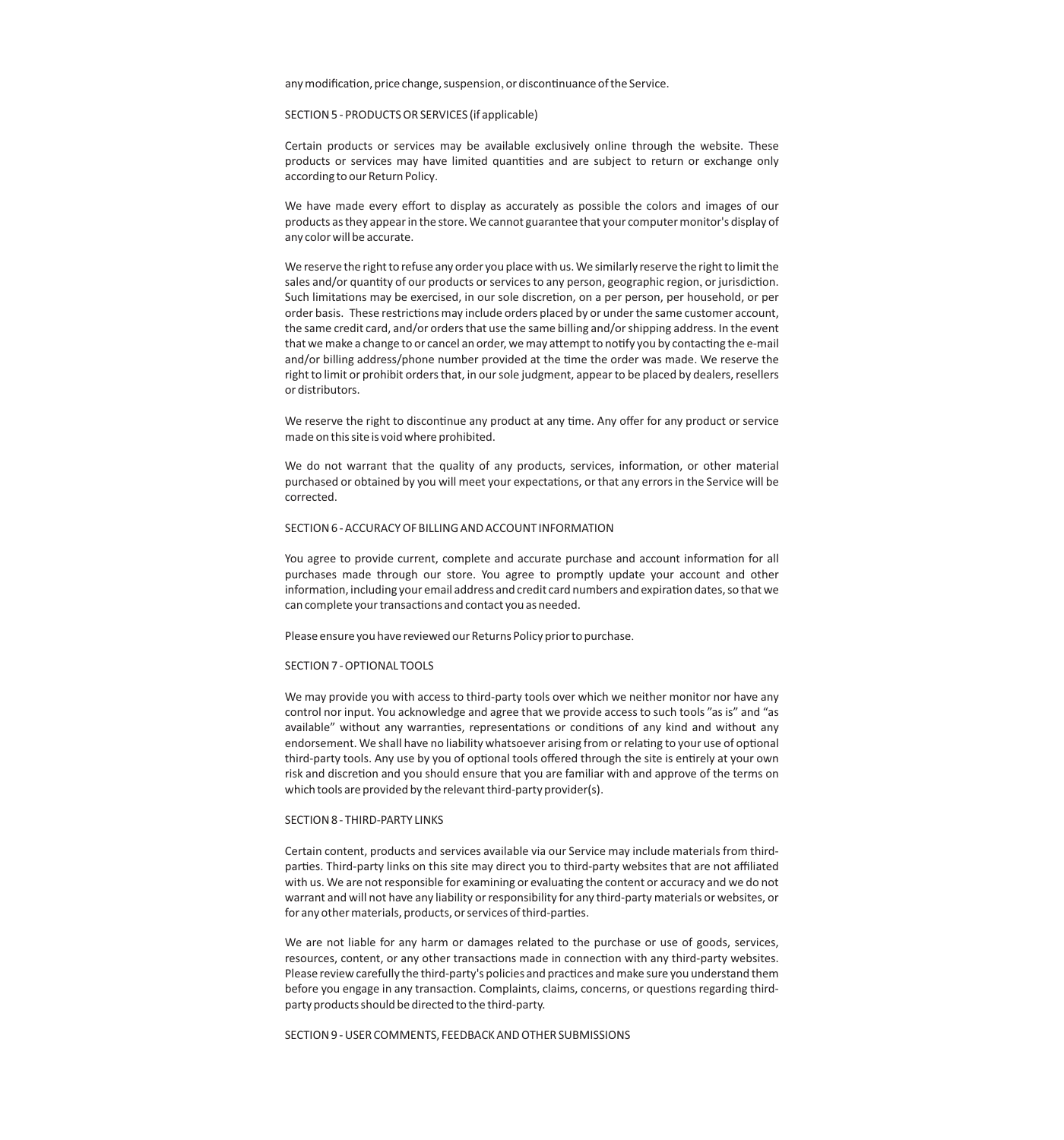any modification, price change, suspension, or discontinuance of the Service.

## SECTION 5 - PRODUCTS OR SERVICES (if applicable)

Certain products or services may be available exclusively online through the website. These products or services may have limited quantities and are subject to return or exchange only according to our Return Policy.

We have made every effort to display as accurately as possible the colors and images of our products as they appear in the store. We cannot guarantee that your computer monitor's display of any color will be accurate.

We reserve the right to refuse any order you place with us. We similarly reserve the right to limit the sales and/or quantity of our products or services to any person, geographic region, or jurisdiction. Such limitations may be exercised, in our sole discretion, on a per person, per household, or per order basis. These restrictions may include orders placed by or under the same customer account, the same credit card, and/or orders that use the same billing and/or shipping address. In the event that we make a change to or cancel an order, we may attempt to notify you by contacting the e-mail and/or billing address/phone number provided at the time the order was made. We reserve the right to limit or prohibit orders that, in our sole judgment, appear to be placed by dealers, resellers or distributors.

We reserve the right to discontinue any product at any time. Any offer for any product or service made on this site is void where prohibited.

We do not warrant that the quality of any products, services, information, or other material purchased or obtained by you will meet your expectations, or that any errors in the Service will be corrected.

## SECTION 6 - ACCURACY OF BILLING AND ACCOUNT INFORMATION

You agree to provide current, complete and accurate purchase and account information for all purchases made through our store. You agree to promptly update your account and other information, including your email address and credit card numbers and expiration dates, so that we can complete your transactions and contact you as needed.

Please ensure you have reviewed our Returns Policy prior to purchase.

## SECTION 7 - OPTIONAL TOOLS

We may provide you with access to third-party tools over which we neither monitor nor have any control nor input. You acknowledge and agree that we provide access to such tools "as is" and "as available" without any warranties, representations or conditions of any kind and without any endorsement. We shall have no liability whatsoever arising from or relating to your use of optional third-party tools. Any use by you of optional tools offered through the site is entirely at your own risk and discretion and you should ensure that you are familiar with and approve of the terms on which tools are provided by the relevant third-party provider(s).

## SECTION 8 - THIRD-PARTY LINKS

Certain content, products and services available via our Service may include materials from third-parties. Third-party links on this site may direct you to third-party websites that are not affiliated with us. We are not responsible for examining or evaluating the content or accuracy and we do not warrant and will not have any liability or responsibility for any third-party materials or websites, or for any other materials, products, or services of third-parties.

We are not liable for any harm or damages related to the purchase or use of goods, services, resources, content, or any other transactions made in connection with any third-party websites. Please review carefully the third-party's policies and practices and make sure you understand them before you engage in any transaction. Complaints, claims, concerns, or questions regarding third-party products should be directed to the third-party.

## SECTION 9 - USER COMMENTS, FEEDBACK AND OTHER SUBMISSIONS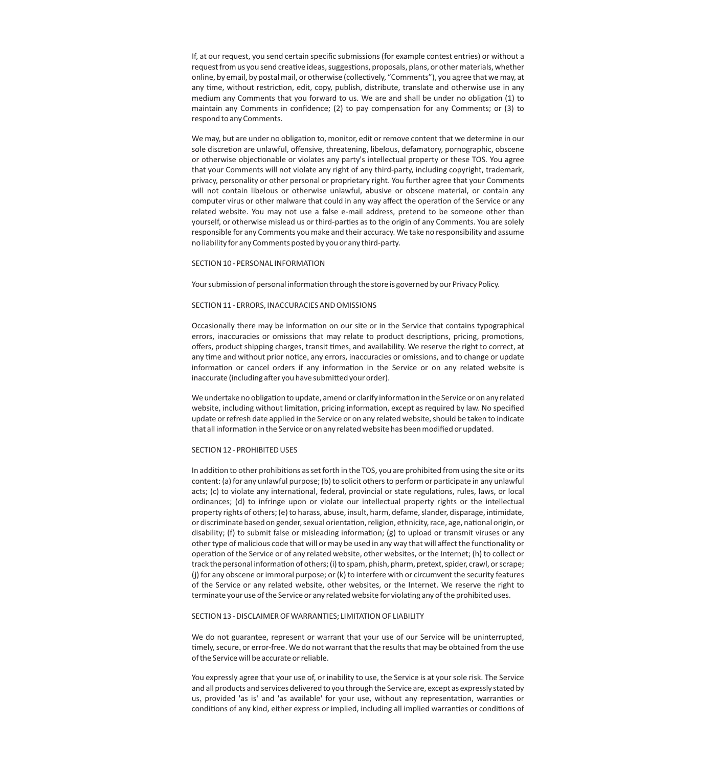If, at our request, you send certain specific submissions (for example contest entries) or without a request from us you send creative ideas, suggestions, proposals, plans, or other materials, whether online, by email, by postal mail, or otherwise (collectively, "Comments"), you agree that we may, at any time, without restriction, edit, copy, publish, distribute, translate and otherwise use in any medium any Comments that you forward to us. We are and shall be under no obligation (1) to maintain any Comments in confidence; (2) to pay compensation for any Comments; or (3) to respond to any Comments.

We may, but are under no obligation to, monitor, edit or remove content that we determine in our sole discretion are unlawful, offensive, threatening, libelous, defamatory, pornographic, obscene or otherwise objectionable or violates any party's intellectual property or these TOS. You agree that your Comments will not violate any right of any third-party, including copyright, trademark, privacy, personality or other personal or proprietary right. You further agree that your Comments will not contain libelous or otherwise unlawful, abusive or obscene material, or contain any computer virus or other malware that could in any way affect the operation of the Service or any related website. You may not use a false e-mail address, pretend to be someone other than yourself, or otherwise mislead us or third-parties as to the origin of any Comments. You are solely responsible for any Comments you make and their accuracy. We take no responsibility and assume no liability for any Comments posted by you or any third-party.

## SECTION 10 - PERSONAL INFORMATION

Your submission of personal information through the store is governed by our Privacy Policy.

## SECTION 11 - ERRORS, INACCURACIES AND OMISSIONS

Occasionally there may be information on our site or in the Service that contains typographical errors, inaccuracies or omissions that may relate to product descriptions, pricing, promotions, offers, product shipping charges, transit times, and availability. We reserve the right to correct, at any time and without prior notice, any errors, inaccuracies or omissions, and to change or update information or cancel orders if any information in the Service or on any related website is inaccurate (including after you have submitted your order).

We undertake no obligation to update, amend or clarify information in the Service or on any related website, including without limitation, pricing information, except as required by law. No specified update or refresh date applied in the Service or on any related website, should be taken to indicate that all information in the Service or on any related website has been modified or updated.

## SECTION 12 - PROHIBITED USES

In addition to other prohibitions as set forth in the TOS, you are prohibited from using the site or its content: (a) for any unlawful purpose; (b) to solicit others to perform or participate in any unlawful acts; (c) to violate any international, federal, provincial or state regulations, rules, laws, or local ordinances; (d) to infringe upon or violate our intellectual property rights or the intellectual property rights of others; (e) to harass, abuse, insult, harm, defame, slander, disparage, intimidate, or discriminate based on gender, sexual orientation, religion, ethnicity, race, age, national origin, or disability; (f) to submit false or misleading information; (g) to upload or transmit viruses or any other type of malicious code that will or may be used in any way that will affect the functionality or operation of the Service or of any related website, other websites, or the Internet; (h) to collect or track the personal information of others; (i) to spam, phish, pharm, pretext, spider, crawl, or scrape; (j) for any obscene or immoral purpose; or (k) to interfere with or circumvent the security features of the Service or any related website, other websites, or the Internet. We reserve the right to terminate your use of the Service or any related website for violating any of the prohibited uses.

## SECTION 13 - DISCLAIMER OF WARRANTIES; LIMITATION OF LIABILITY

We do not guarantee, represent or warrant that your use of our Service will be uninterrupted, timely, secure, or error-free. We do not warrant that the results that may be obtained from the use of the Service will be accurate or reliable.

You expressly agree that your use of, or inability to use, the Service is at your sole risk. The Service and all products and services delivered to you through the Service are, except as expressly stated by us, provided 'as is' and 'as available' for your use, without any representation, warranties or conditions of any kind, either express or implied, including all implied warranties or conditions of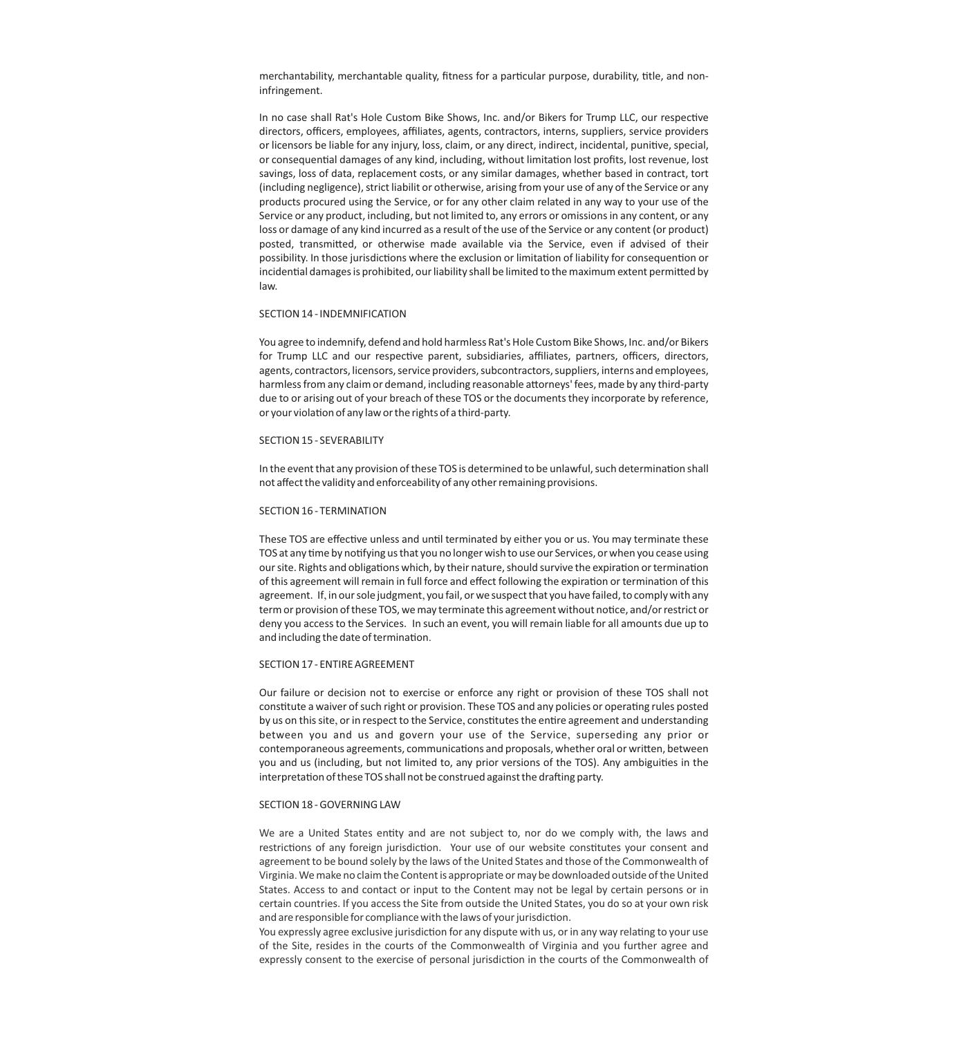merchantability, merchantable quality, fitness for a particular purpose, durability, title, and non-infringement.

In no case shall Rat's Hole Custom Bike Shows, Inc. and/or Bikers for Trump LLC, our respective directors, officers, employees, affiliates, agents, contractors, interns, suppliers, service providers or licensors be liable for any injury, loss, claim, or any direct, indirect, incidental, punitive, special, or consequential damages of any kind, including, without limitation lost profits, lost revenue, lost savings, loss of data, replacement costs, or any similar damages, whether based in contract, tort (including negligence), strict liabilit or otherwise, arising from your use of any of the Service or any products procured using the Service, or for any other claim related in any way to your use of the Service or any product, including, but not limited to, any errors or omissions in any content, or any loss or damage of any kind incurred as a result of the use of the Service or any content (or product) posted, transmitted, or otherwise made available via the Service, even if advised of their possibility. In those jurisdictions where the exclusion or limitation of liability for consequention or incidential damages is prohibited, our liability shall be limited to the maximum extent permitted by law.

SECTION 14 - INDEMNIFICATION

You agree to indemnify, defend and hold harmless Rat's Hole Custom Bike Shows, Inc. and/or Bikers for Trump LLC and our respective parent, subsidiaries, affiliates, partners, officers, directors, agents, contractors, licensors, service providers, subcontractors, suppliers, interns and employees, harmless from any claim or demand, including reasonable attorneys' fees, made by any third-party due to or arising out of your breach of these TOS or the documents they incorporate by reference, or your violation of any law or the rights of a third-party.

SECTION 15 - SEVERABILITY

In the event that any provision of these TOS is determined to be unlawful, such determination shall not affect the validity and enforceability of any other remaining provisions.

SECTION 16 - TERMINATION

These TOS are effective unless and until terminated by either you or us. You may terminate these TOS at any time by notifying us that you no longer wish to use our Services, or when you cease using our site. Rights and obligations which, by their nature, should survive the expiration or termination of this agreement will remain in full force and effect following the expiration or termination of this agreement. If, in our sole judgment, you fail, or we suspect that you have failed, to comply with any term or provision of these TOS, we may terminate this agreement without notice, and/or restrict or deny you access to the Services. In such an event, you will remain liable for all amounts due up to and including the date of termination.

SECTION 17 - ENTIRE AGREEMENT

Our failure or decision not to exercise or enforce any right or provision of these TOS shall not constitute a waiver of such right or provision. These TOS and any policies or operating rules posted by us on this site, or in respect to the Service, constitutes the entire agreement and understanding between you and us and govern your use of the Service, superseding any prior or contemporaneous agreements, communications and proposals, whether oral or written, between you and us (including, but not limited to, any prior versions of the TOS). Any ambiguities in the interpretation of these TOS shall not be construed against the drafting party.

SECTION 18 - GOVERNING LAW

We are a United States entity and are not subject to, nor do we comply with, the laws and restrictions of any foreign jurisdiction. Your use of our website constitutes your consent and agreement to be bound solely by the laws of the United States and those of the Commonwealth of Virginia. We make no claim the Content is appropriate or may be downloaded outside of the United States. Access to and contact or input to the Content may not be legal by certain persons or in certain countries. If you access the Site from outside the United States, you do so at your own risk and are responsible for compliance with the laws of your jurisdiction.
You expressly agree exclusive jurisdiction for any dispute with us, or in any way relating to your use of the Site, resides in the courts of the Commonwealth of Virginia and you further agree and expressly consent to the exercise of personal jurisdiction in the courts of the Commonwealth of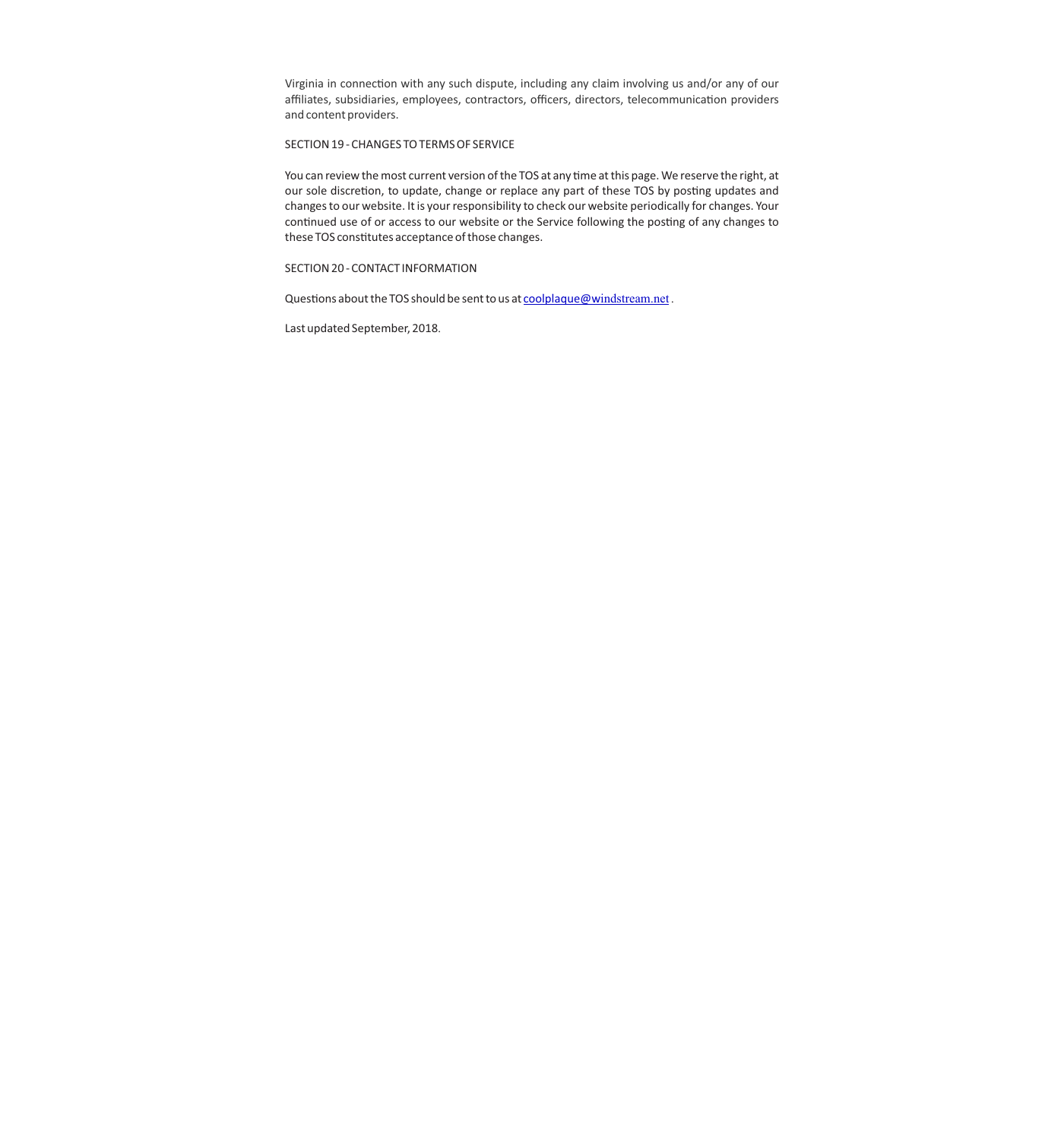Virginia in connection with any such dispute, including any claim involving us and/or any of our affiliates, subsidiaries, employees, contractors, officers, directors, telecommunication providers and content providers.

SECTION 19 - CHANGES TO TERMS OF SERVICE

You can review the most current version of the TOS at any time at this page. We reserve the right, at our sole discretion, to update, change or replace any part of these TOS by posting updates and changes to our website. It is your responsibility to check our website periodically for changes. Your continued use of or access to our website or the Service following the posting of any changes to these TOS constitutes acceptance of those changes.

SECTION 20 - CONTACT INFORMATION

Questions about the TOS should be sent to us at coolplaque@windstream.net .

Last updated September, 2018.